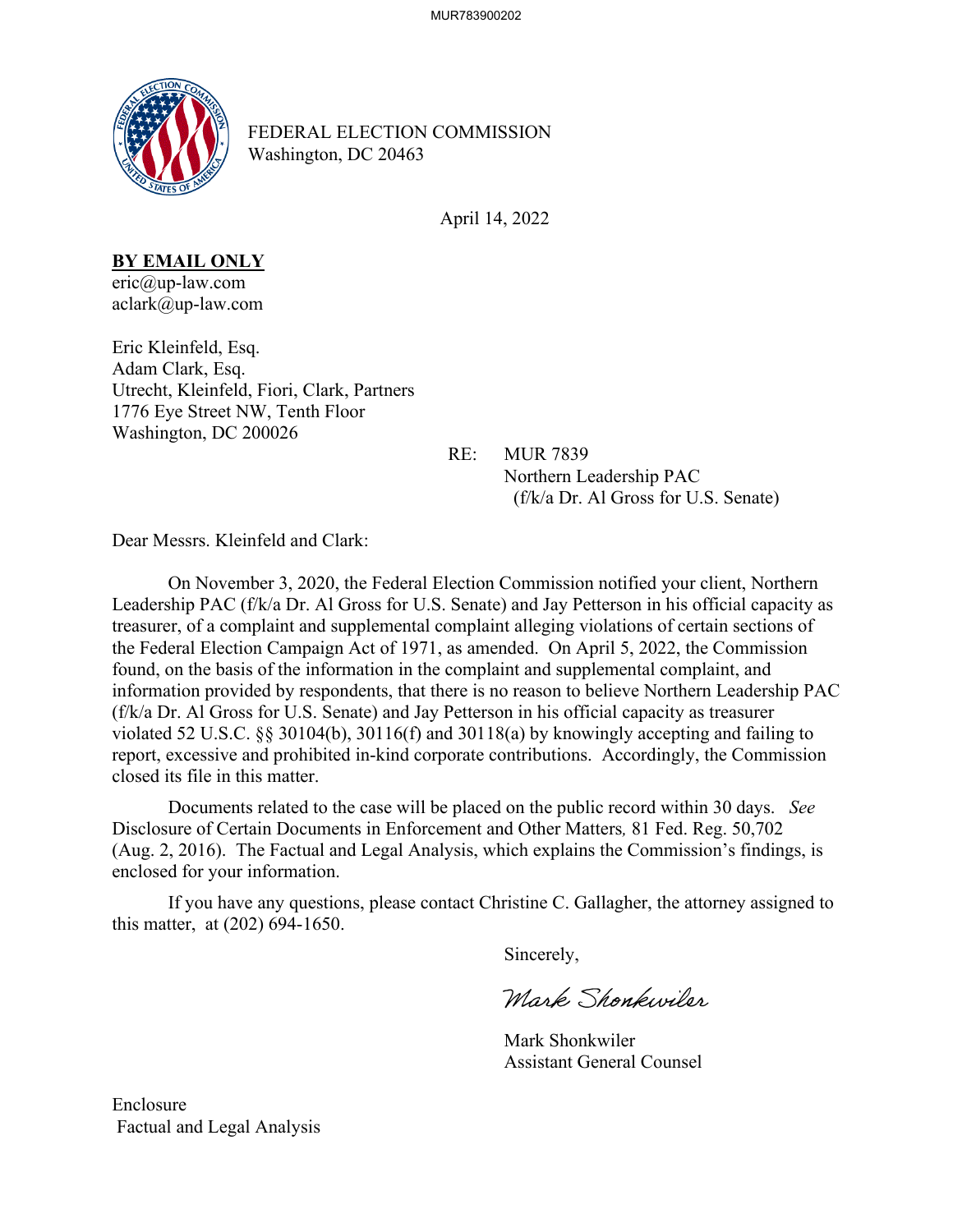FEDERAL ELECTION COMMISSION
Washington, DC 20463

April 14, 2022

**BY EMAIL ONLY**
eric@up-law.com
aclark@up-law.com

Eric Kleinfeld, Esq.
Adam Clark, Esq.
Utrecht, Kleinfeld, Fiori, Clark, Partners
1776 Eye Street NW, Tenth Floor
Washington, DC 200026

RE: MUR 7839
Northern Leadership PAC
(f/k/a Dr. Al Gross for U.S. Senate)

Dear Messrs. Kleinfeld and Clark:

On November 3, 2020, the Federal Election Commission notified your client, Northern Leadership PAC (f/k/a Dr. Al Gross for U.S. Senate) and Jay Petterson in his official capacity as treasurer, of a complaint and supplemental complaint alleging violations of certain sections of the Federal Election Campaign Act of 1971, as amended. On April 5, 2022, the Commission found, on the basis of the information in the complaint and supplemental complaint, and information provided by respondents, that there is no reason to believe Northern Leadership PAC (f/k/a Dr. Al Gross for U.S. Senate) and Jay Petterson in his official capacity as treasurer violated 52 U.S.C. §§ 30104(b), 30116(f) and 30118(a) by knowingly accepting and failing to report, excessive and prohibited in-kind corporate contributions. Accordingly, the Commission closed its file in this matter.

Documents related to the case will be placed on the public record within 30 days. *See* Disclosure of Certain Documents in Enforcement and Other Matters*,* 81 Fed. Reg. 50,702 (Aug. 2, 2016). The Factual and Legal Analysis, which explains the Commission's findings, is enclosed for your information.

If you have any questions, please contact Christine C. Gallagher, the attorney assigned to this matter, at (202) 694-1650.

Sincerely,

*Mark Shonkwiler*

Mark Shonkwiler
Assistant General Counsel

Enclosure
Factual and Legal Analysis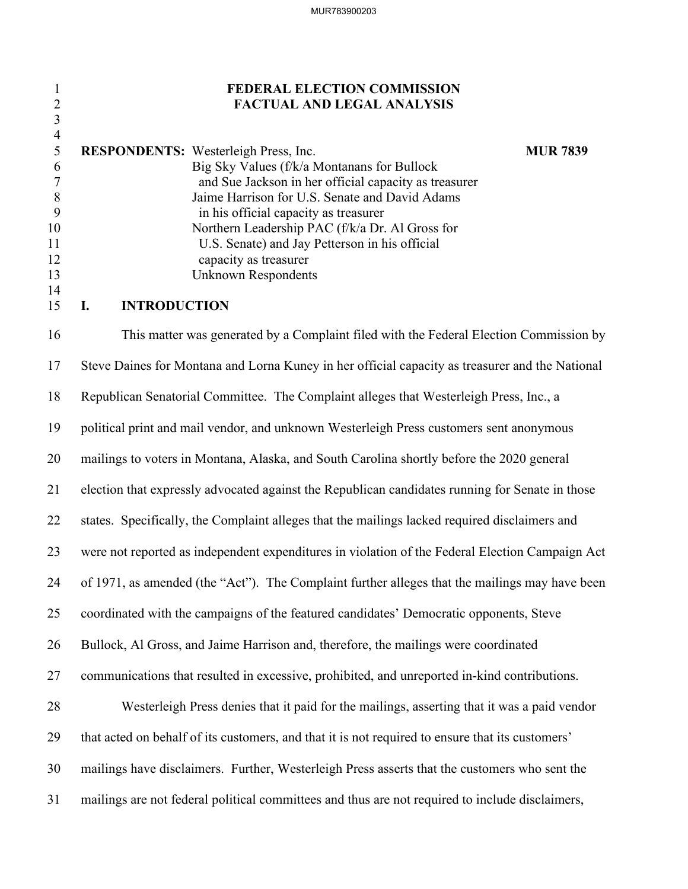# FEDERAL ELECTION COMMISSION
# FACTUAL AND LEGAL ANALYSIS

**RESPONDENTS:** Westerleigh Press, Inc. **MUR 7839**
Big Sky Values (f/k/a Montanans for Bullock
and Sue Jackson in her official capacity as treasurer
Jaime Harrison for U.S. Senate and David Adams
in his official capacity as treasurer
Northern Leadership PAC (f/k/a Dr. Al Gross for
U.S. Senate) and Jay Petterson in his official
capacity as treasurer
Unknown Respondents

## I. INTRODUCTION

This matter was generated by a Complaint filed with the Federal Election Commission by Steve Daines for Montana and Lorna Kuney in her official capacity as treasurer and the National Republican Senatorial Committee. The Complaint alleges that Westerleigh Press, Inc., a political print and mail vendor, and unknown Westerleigh Press customers sent anonymous mailings to voters in Montana, Alaska, and South Carolina shortly before the 2020 general election that expressly advocated against the Republican candidates running for Senate in those states. Specifically, the Complaint alleges that the mailings lacked required disclaimers and were not reported as independent expenditures in violation of the Federal Election Campaign Act of 1971, as amended (the "Act"). The Complaint further alleges that the mailings may have been coordinated with the campaigns of the featured candidates' Democratic opponents, Steve Bullock, Al Gross, and Jaime Harrison and, therefore, the mailings were coordinated communications that resulted in excessive, prohibited, and unreported in-kind contributions.

Westerleigh Press denies that it paid for the mailings, asserting that it was a paid vendor that acted on behalf of its customers, and that it is not required to ensure that its customers' mailings have disclaimers. Further, Westerleigh Press asserts that the customers who sent the mailings are not federal political committees and thus are not required to include disclaimers,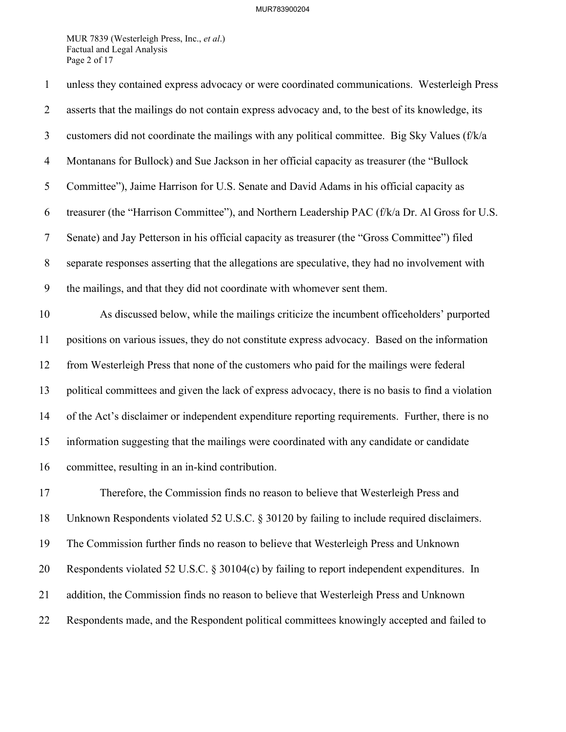unless they contained express advocacy or were coordinated communications. Westerleigh Press asserts that the mailings do not contain express advocacy and, to the best of its knowledge, its customers did not coordinate the mailings with any political committee. Big Sky Values (f/k/a Montanans for Bullock) and Sue Jackson in her official capacity as treasurer (the "Bullock Committee"), Jaime Harrison for U.S. Senate and David Adams in his official capacity as treasurer (the "Harrison Committee"), and Northern Leadership PAC (f/k/a Dr. Al Gross for U.S. Senate) and Jay Petterson in his official capacity as treasurer (the "Gross Committee") filed separate responses asserting that the allegations are speculative, they had no involvement with the mailings, and that they did not coordinate with whomever sent them.

As discussed below, while the mailings criticize the incumbent officeholders' purported positions on various issues, they do not constitute express advocacy. Based on the information from Westerleigh Press that none of the customers who paid for the mailings were federal political committees and given the lack of express advocacy, there is no basis to find a violation of the Act's disclaimer or independent expenditure reporting requirements. Further, there is no information suggesting that the mailings were coordinated with any candidate or candidate committee, resulting in an in-kind contribution.

Therefore, the Commission finds no reason to believe that Westerleigh Press and Unknown Respondents violated 52 U.S.C. § 30120 by failing to include required disclaimers. The Commission further finds no reason to believe that Westerleigh Press and Unknown Respondents violated 52 U.S.C. § 30104(c) by failing to report independent expenditures. In addition, the Commission finds no reason to believe that Westerleigh Press and Unknown Respondents made, and the Respondent political committees knowingly accepted and failed to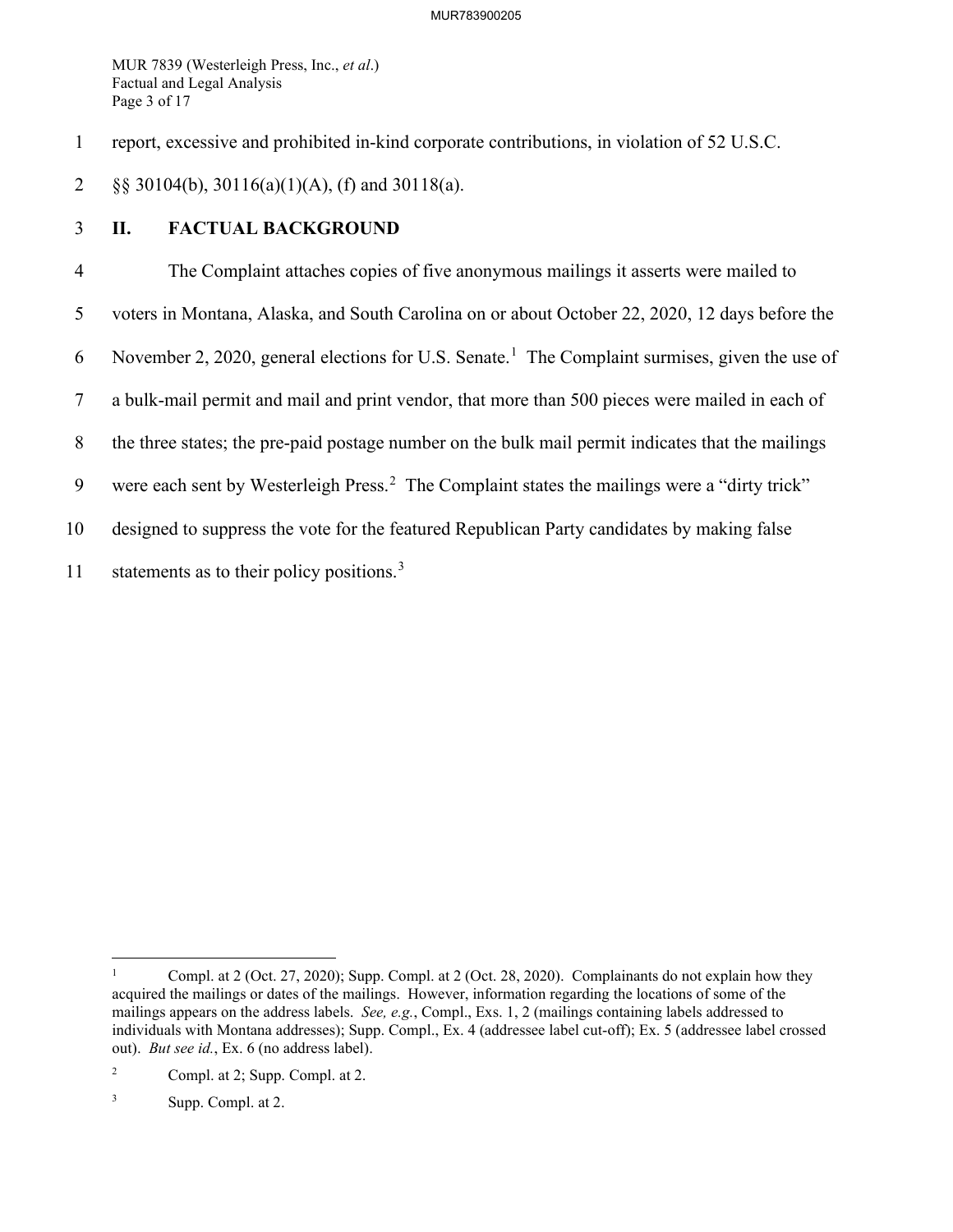report, excessive and prohibited in-kind corporate contributions, in violation of 52 U.S.C. §§ 30104(b), 30116(a)(1)(A), (f) and 30118(a).

## II. FACTUAL BACKGROUND

The Complaint attaches copies of five anonymous mailings it asserts were mailed to voters in Montana, Alaska, and South Carolina on or about October 22, 2020, 12 days before the November 2, 2020, general elections for U.S. Senate.[1] The Complaint surmises, given the use of a bulk-mail permit and mail and print vendor, that more than 500 pieces were mailed in each of the three states; the pre-paid postage number on the bulk mail permit indicates that the mailings were each sent by Westerleigh Press.[2] The Complaint states the mailings were a "dirty trick" designed to suppress the vote for the featured Republican Party candidates by making false statements as to their policy positions.[3]

---

[1] Compl. at 2 (Oct. 27, 2020); Supp. Compl. at 2 (Oct. 28, 2020). Complainants do not explain how they acquired the mailings or dates of the mailings. However, information regarding the locations of some of the mailings appears on the address labels. *See, e.g.*, Compl., Exs. 1, 2 (mailings containing labels addressed to individuals with Montana addresses); Supp. Compl., Ex. 4 (addressee label cut-off); Ex. 5 (addressee label crossed out). *But see id.*, Ex. 6 (no address label).

[2] Compl. at 2; Supp. Compl. at 2.

[3] Supp. Compl. at 2.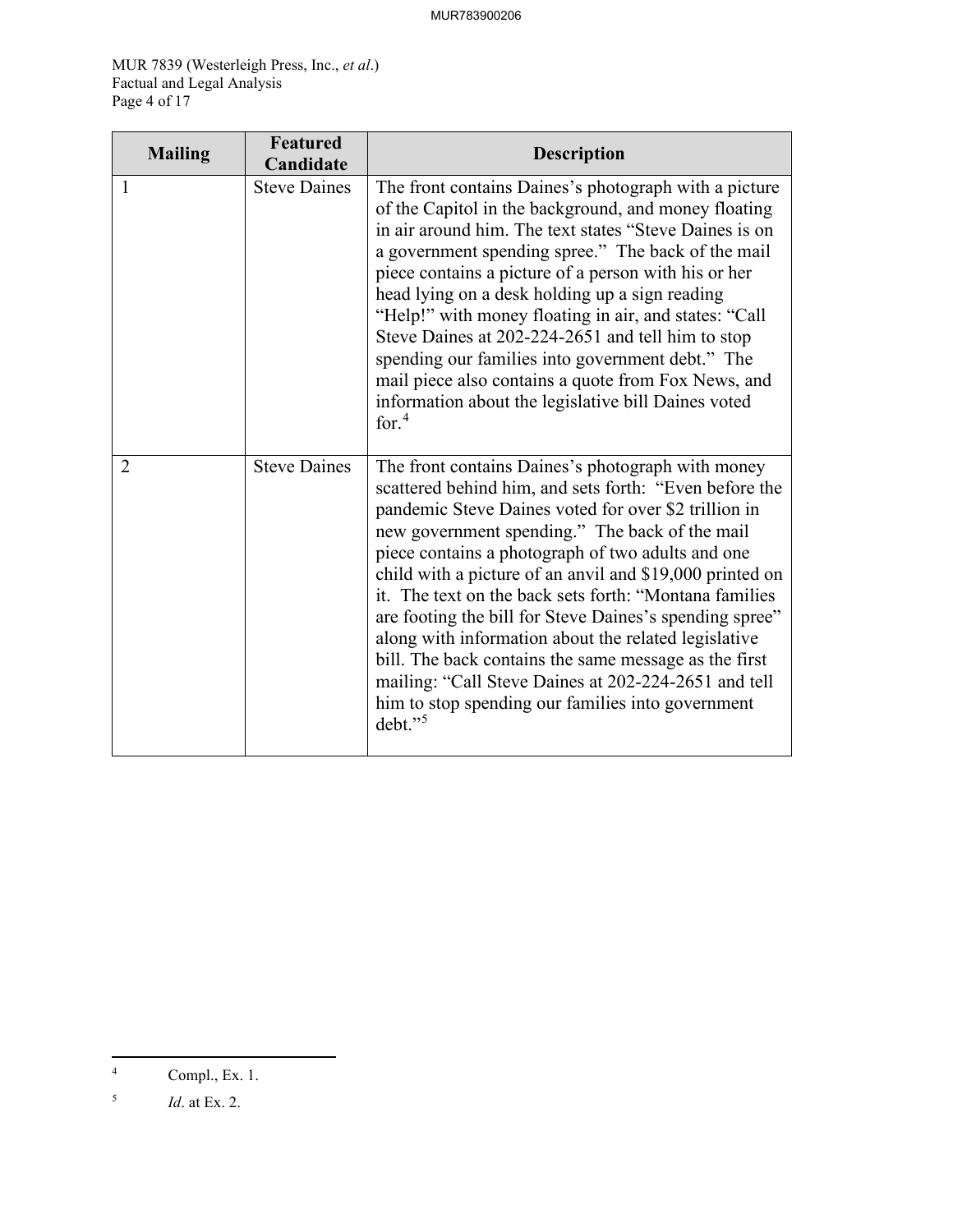| Mailing | Featured Candidate | Description |
|---|---|---|
| 1 | Steve Daines | The front contains Daines's photograph with a picture of the Capitol in the background, and money floating in air around him. The text states "Steve Daines is on a government spending spree." The back of the mail piece contains a picture of a person with his or her head lying on a desk holding up a sign reading "Help!" with money floating in air, and states: "Call Steve Daines at 202-224-2651 and tell him to stop spending our families into government debt." The mail piece also contains a quote from Fox News, and information about the legislative bill Daines voted for.[4] |
| 2 | Steve Daines | The front contains Daines's photograph with money scattered behind him, and sets forth: "Even before the pandemic Steve Daines voted for over $2 trillion in new government spending." The back of the mail piece contains a photograph of two adults and one child with a picture of an anvil and $19,000 printed on it. The text on the back sets forth: "Montana families are footing the bill for Steve Daines's spending spree" along with information about the related legislative bill. The back contains the same message as the first mailing: "Call Steve Daines at 202-224-2651 and tell him to stop spending our families into government debt."[5] |

---

[4] Compl., Ex. 1.

[5] *Id*. at Ex. 2.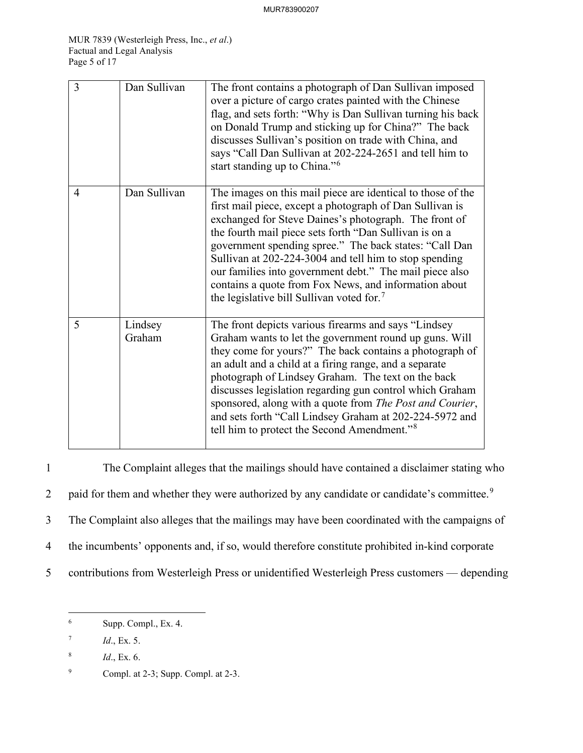| 3 | Dan Sullivan | The front contains a photograph of Dan Sullivan imposed over a picture of cargo crates painted with the Chinese flag, and sets forth: "Why is Dan Sullivan turning his back on Donald Trump and sticking up for China?" The back discusses Sullivan's position on trade with China, and says "Call Dan Sullivan at 202-224-2651 and tell him to start standing up to China."[6] |
|---|---|---|
| 4 | Dan Sullivan | The images on this mail piece are identical to those of the first mail piece, except a photograph of Dan Sullivan is exchanged for Steve Daines's photograph. The front of the fourth mail piece sets forth "Dan Sullivan is on a government spending spree." The back states: "Call Dan Sullivan at 202-224-3004 and tell him to stop spending our families into government debt." The mail piece also contains a quote from Fox News, and information about the legislative bill Sullivan voted for.[7] |
| 5 | Lindsey Graham | The front depicts various firearms and says "Lindsey Graham wants to let the government round up guns. Will they come for yours?" The back contains a photograph of an adult and a child at a firing range, and a separate photograph of Lindsey Graham. The text on the back discusses legislation regarding gun control which Graham sponsored, along with a quote from *The Post and Courier*, and sets forth "Call Lindsey Graham at 202-224-5972 and tell him to protect the Second Amendment."[8] |

The Complaint alleges that the mailings should have contained a disclaimer stating who paid for them and whether they were authorized by any candidate or candidate's committee.[9] The Complaint also alleges that the mailings may have been coordinated with the campaigns of the incumbents' opponents and, if so, would therefore constitute prohibited in-kind corporate contributions from Westerleigh Press or unidentified Westerleigh Press customers — depending

[6] Supp. Compl., Ex. 4.

[7] *Id*., Ex. 5.

[8] *Id*., Ex. 6.

[9] Compl. at 2-3; Supp. Compl. at 2-3.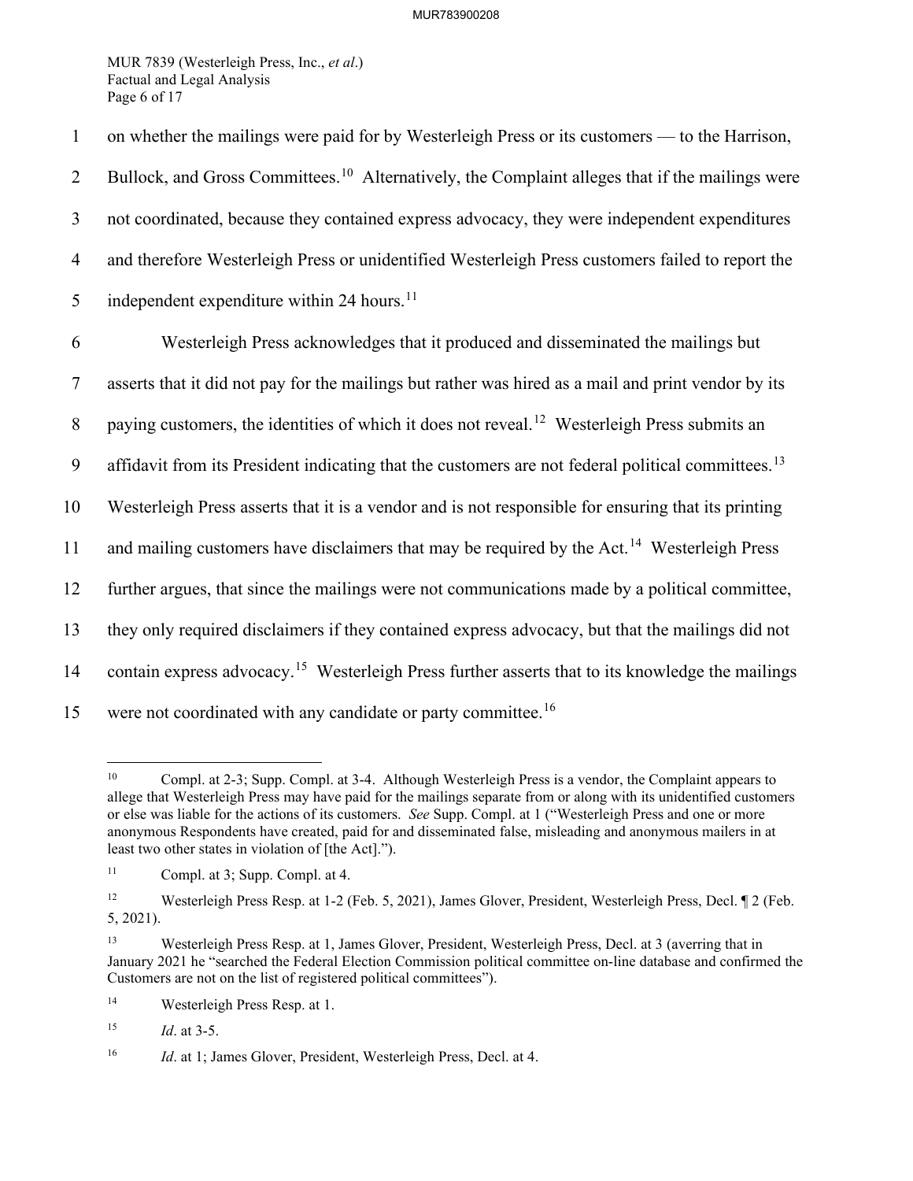on whether the mailings were paid for by Westerleigh Press or its customers — to the Harrison, Bullock, and Gross Committees.[10] Alternatively, the Complaint alleges that if the mailings were not coordinated, because they contained express advocacy, they were independent expenditures and therefore Westerleigh Press or unidentified Westerleigh Press customers failed to report the independent expenditure within 24 hours.[11]

Westerleigh Press acknowledges that it produced and disseminated the mailings but asserts that it did not pay for the mailings but rather was hired as a mail and print vendor by its paying customers, the identities of which it does not reveal.[12] Westerleigh Press submits an affidavit from its President indicating that the customers are not federal political committees.[13] Westerleigh Press asserts that it is a vendor and is not responsible for ensuring that its printing and mailing customers have disclaimers that may be required by the Act.[14] Westerleigh Press further argues, that since the mailings were not communications made by a political committee, they only required disclaimers if they contained express advocacy, but that the mailings did not contain express advocacy.[15] Westerleigh Press further asserts that to its knowledge the mailings were not coordinated with any candidate or party committee.[16]

---

[10] Compl. at 2-3; Supp. Compl. at 3-4. Although Westerleigh Press is a vendor, the Complaint appears to allege that Westerleigh Press may have paid for the mailings separate from or along with its unidentified customers or else was liable for the actions of its customers. *See* Supp. Compl. at 1 ("Westerleigh Press and one or more anonymous Respondents have created, paid for and disseminated false, misleading and anonymous mailers in at least two other states in violation of [the Act].").

[11] Compl. at 3; Supp. Compl. at 4.

[12] Westerleigh Press Resp. at 1-2 (Feb. 5, 2021), James Glover, President, Westerleigh Press, Decl. ¶ 2 (Feb. 5, 2021).

[13] Westerleigh Press Resp. at 1, James Glover, President, Westerleigh Press, Decl. at 3 (averring that in January 2021 he "searched the Federal Election Commission political committee on-line database and confirmed the Customers are not on the list of registered political committees").

[14] Westerleigh Press Resp. at 1.

[15] *Id*. at 3-5.

[16] *Id*. at 1; James Glover, President, Westerleigh Press, Decl. at 4.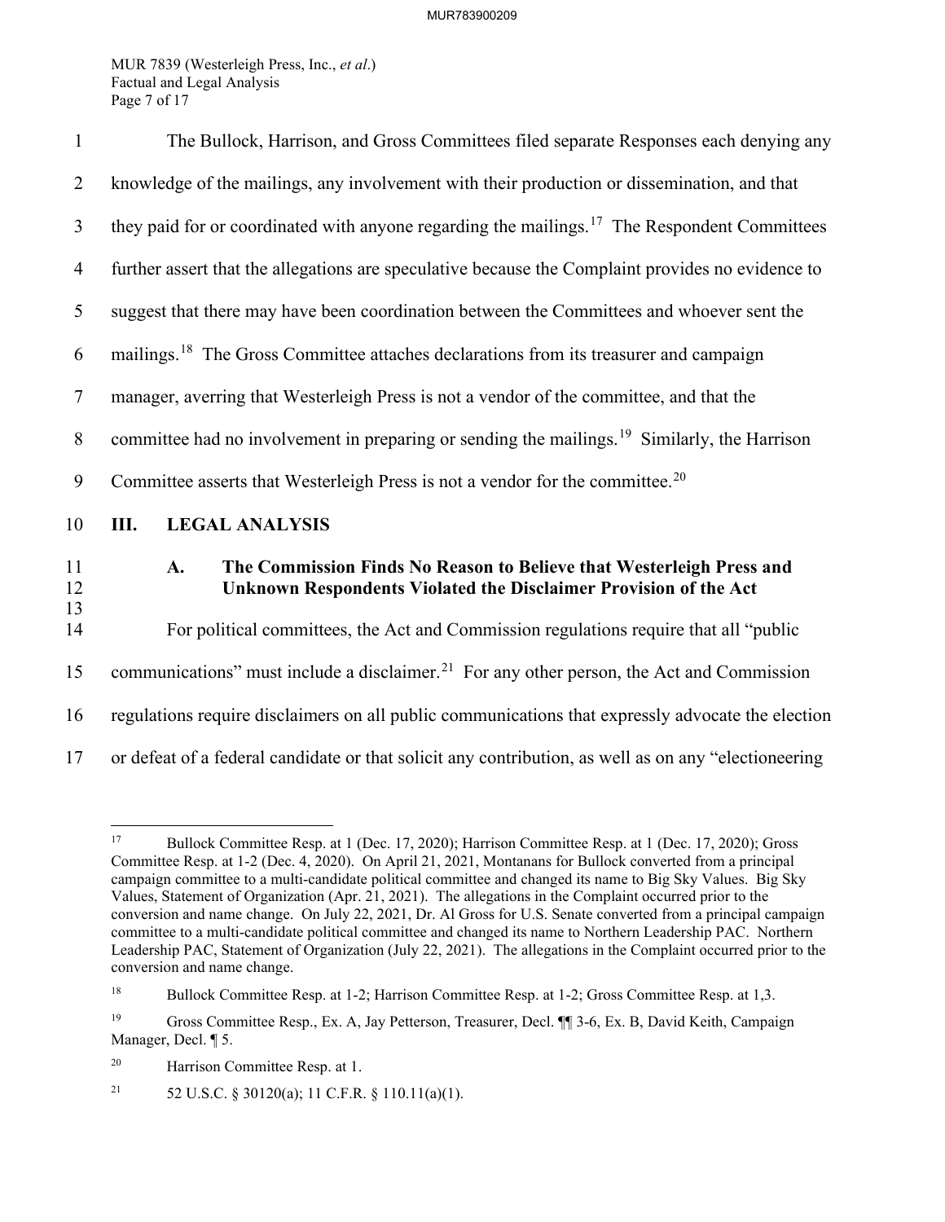The Bullock, Harrison, and Gross Committees filed separate Responses each denying any knowledge of the mailings, any involvement with their production or dissemination, and that they paid for or coordinated with anyone regarding the mailings.[17] The Respondent Committees further assert that the allegations are speculative because the Complaint provides no evidence to suggest that there may have been coordination between the Committees and whoever sent the mailings.[18] The Gross Committee attaches declarations from its treasurer and campaign manager, averring that Westerleigh Press is not a vendor of the committee, and that the committee had no involvement in preparing or sending the mailings.[19] Similarly, the Harrison Committee asserts that Westerleigh Press is not a vendor for the committee.[20]

## III. LEGAL ANALYSIS

### A. The Commission Finds No Reason to Believe that Westerleigh Press and Unknown Respondents Violated the Disclaimer Provision of the Act

For political committees, the Act and Commission regulations require that all "public communications" must include a disclaimer.[21] For any other person, the Act and Commission regulations require disclaimers on all public communications that expressly advocate the election or defeat of a federal candidate or that solicit any contribution, as well as on any "electioneering

---

[17] Bullock Committee Resp. at 1 (Dec. 17, 2020); Harrison Committee Resp. at 1 (Dec. 17, 2020); Gross Committee Resp. at 1-2 (Dec. 4, 2020). On April 21, 2021, Montanans for Bullock converted from a principal campaign committee to a multi-candidate political committee and changed its name to Big Sky Values. Big Sky Values, Statement of Organization (Apr. 21, 2021). The allegations in the Complaint occurred prior to the conversion and name change. On July 22, 2021, Dr. Al Gross for U.S. Senate converted from a principal campaign committee to a multi-candidate political committee and changed its name to Northern Leadership PAC. Northern Leadership PAC, Statement of Organization (July 22, 2021). The allegations in the Complaint occurred prior to the conversion and name change.

[18] Bullock Committee Resp. at 1-2; Harrison Committee Resp. at 1-2; Gross Committee Resp. at 1,3.

[19] Gross Committee Resp., Ex. A, Jay Petterson, Treasurer, Decl. ¶¶ 3-6, Ex. B, David Keith, Campaign Manager, Decl. ¶ 5.

[20] Harrison Committee Resp. at 1.

[21] 52 U.S.C. § 30120(a); 11 C.F.R. § 110.11(a)(1).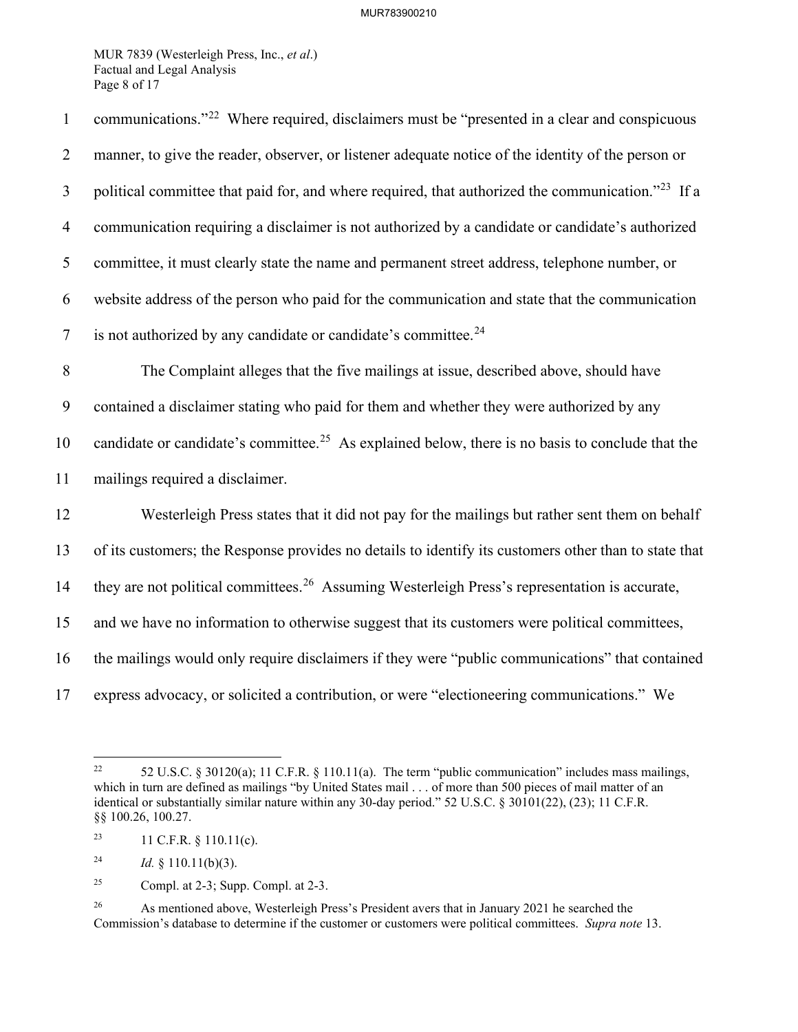communications."[22] Where required, disclaimers must be "presented in a clear and conspicuous manner, to give the reader, observer, or listener adequate notice of the identity of the person or political committee that paid for, and where required, that authorized the communication."[23] If a communication requiring a disclaimer is not authorized by a candidate or candidate's authorized committee, it must clearly state the name and permanent street address, telephone number, or website address of the person who paid for the communication and state that the communication is not authorized by any candidate or candidate's committee.[24]

The Complaint alleges that the five mailings at issue, described above, should have contained a disclaimer stating who paid for them and whether they were authorized by any candidate or candidate's committee.[25] As explained below, there is no basis to conclude that the mailings required a disclaimer.

Westerleigh Press states that it did not pay for the mailings but rather sent them on behalf of its customers; the Response provides no details to identify its customers other than to state that they are not political committees.[26] Assuming Westerleigh Press's representation is accurate, and we have no information to otherwise suggest that its customers were political committees, the mailings would only require disclaimers if they were "public communications" that contained express advocacy, or solicited a contribution, or were "electioneering communications." We

---

[22] 52 U.S.C. § 30120(a); 11 C.F.R. § 110.11(a). The term "public communication" includes mass mailings, which in turn are defined as mailings "by United States mail . . . of more than 500 pieces of mail matter of an identical or substantially similar nature within any 30-day period." 52 U.S.C. § 30101(22), (23); 11 C.F.R. §§ 100.26, 100.27.

[23] 11 C.F.R. § 110.11(c).

[24] *Id.* § 110.11(b)(3).

[25] Compl. at 2-3; Supp. Compl. at 2-3.

[26] As mentioned above, Westerleigh Press's President avers that in January 2021 he searched the Commission's database to determine if the customer or customers were political committees. *Supra note* 13.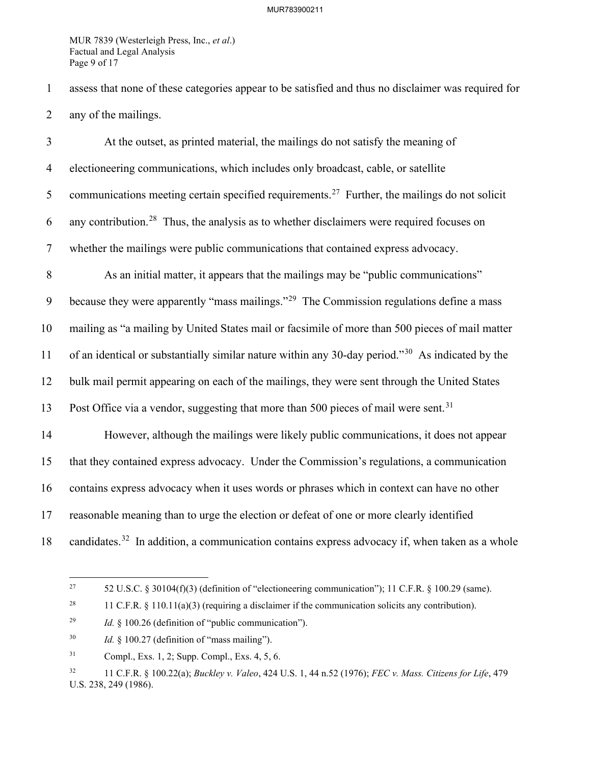assess that none of these categories appear to be satisfied and thus no disclaimer was required for any of the mailings.

At the outset, as printed material, the mailings do not satisfy the meaning of electioneering communications, which includes only broadcast, cable, or satellite communications meeting certain specified requirements.[27] Further, the mailings do not solicit any contribution.[28] Thus, the analysis as to whether disclaimers were required focuses on whether the mailings were public communications that contained express advocacy.

As an initial matter, it appears that the mailings may be "public communications" because they were apparently "mass mailings."[29] The Commission regulations define a mass mailing as "a mailing by United States mail or facsimile of more than 500 pieces of mail matter of an identical or substantially similar nature within any 30-day period."[30] As indicated by the bulk mail permit appearing on each of the mailings, they were sent through the United States Post Office via a vendor, suggesting that more than 500 pieces of mail were sent.[31]

However, although the mailings were likely public communications, it does not appear that they contained express advocacy. Under the Commission's regulations, a communication contains express advocacy when it uses words or phrases which in context can have no other reasonable meaning than to urge the election or defeat of one or more clearly identified candidates.[32] In addition, a communication contains express advocacy if, when taken as a whole

---

[27] 52 U.S.C. § 30104(f)(3) (definition of "electioneering communication"); 11 C.F.R. § 100.29 (same).

[28] 11 C.F.R. § 110.11(a)(3) (requiring a disclaimer if the communication solicits any contribution).

[29] *Id.* § 100.26 (definition of "public communication").

[30] *Id.* § 100.27 (definition of "mass mailing").

[31] Compl., Exs. 1, 2; Supp. Compl., Exs. 4, 5, 6.

[32] 11 C.F.R. § 100.22(a); *Buckley v. Valeo*, 424 U.S. 1, 44 n.52 (1976); *FEC v. Mass. Citizens for Life*, 479 U.S. 238, 249 (1986).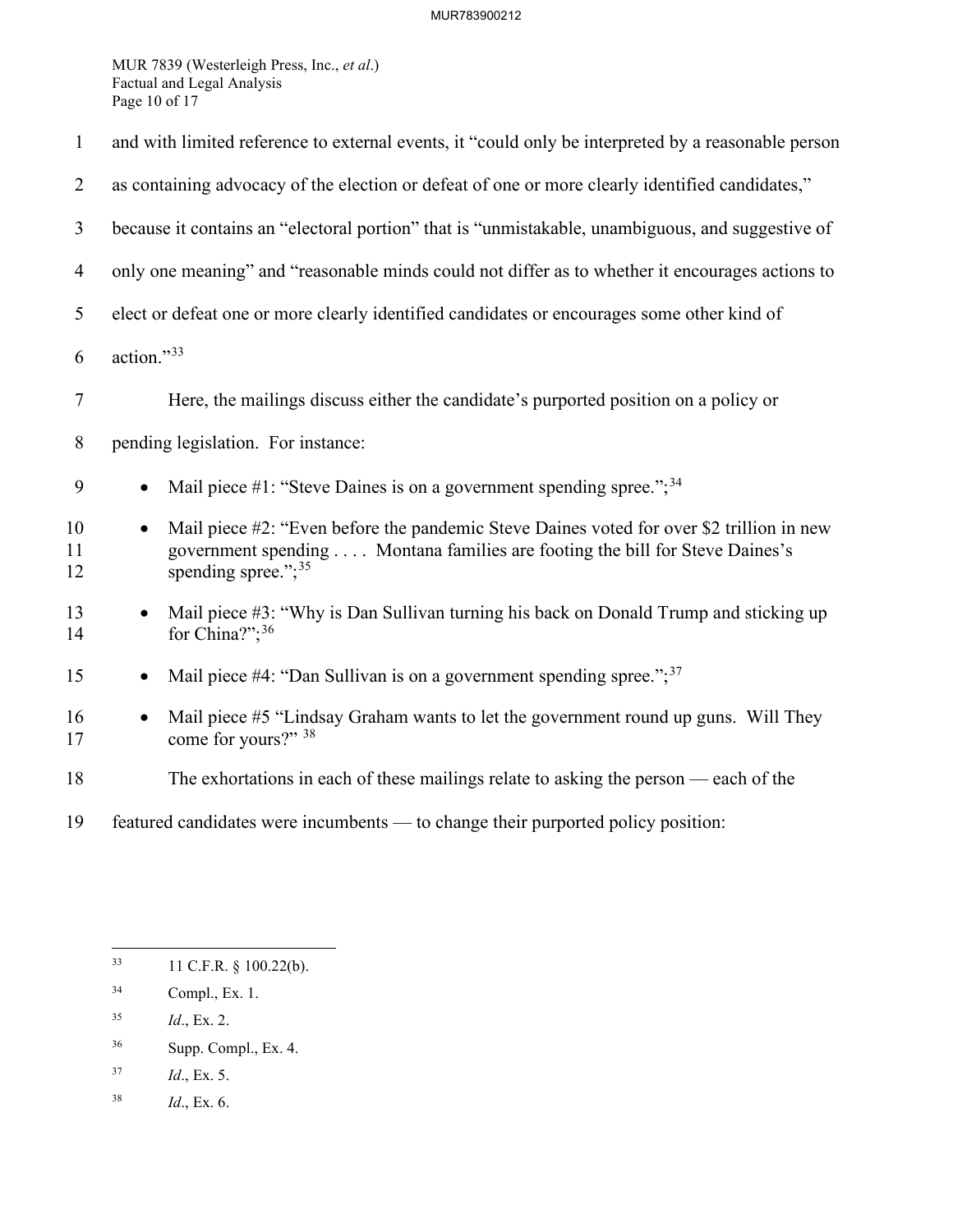and with limited reference to external events, it "could only be interpreted by a reasonable person as containing advocacy of the election or defeat of one or more clearly identified candidates," because it contains an "electoral portion" that is "unmistakable, unambiguous, and suggestive of only one meaning" and "reasonable minds could not differ as to whether it encourages actions to elect or defeat one or more clearly identified candidates or encourages some other kind of action."[33]

Here, the mailings discuss either the candidate's purported position on a policy or pending legislation. For instance:

- Mail piece #1: "Steve Daines is on a government spending spree.";[34]
- Mail piece #2: "Even before the pandemic Steve Daines voted for over $2 trillion in new government spending . . . . Montana families are footing the bill for Steve Daines's spending spree.";[35]
- Mail piece #3: "Why is Dan Sullivan turning his back on Donald Trump and sticking up for China?";[36]
- Mail piece #4: "Dan Sullivan is on a government spending spree.";[37]
- Mail piece #5 "Lindsay Graham wants to let the government round up guns. Will They come for yours?" [38]

The exhortations in each of these mailings relate to asking the person — each of the featured candidates were incumbents — to change their purported policy position:

---

[33] 11 C.F.R. § 100.22(b).

[34] Compl., Ex. 1.

[35] *Id*., Ex. 2.

[36] Supp. Compl., Ex. 4.

[37] *Id*., Ex. 5.

[38] *Id*., Ex. 6.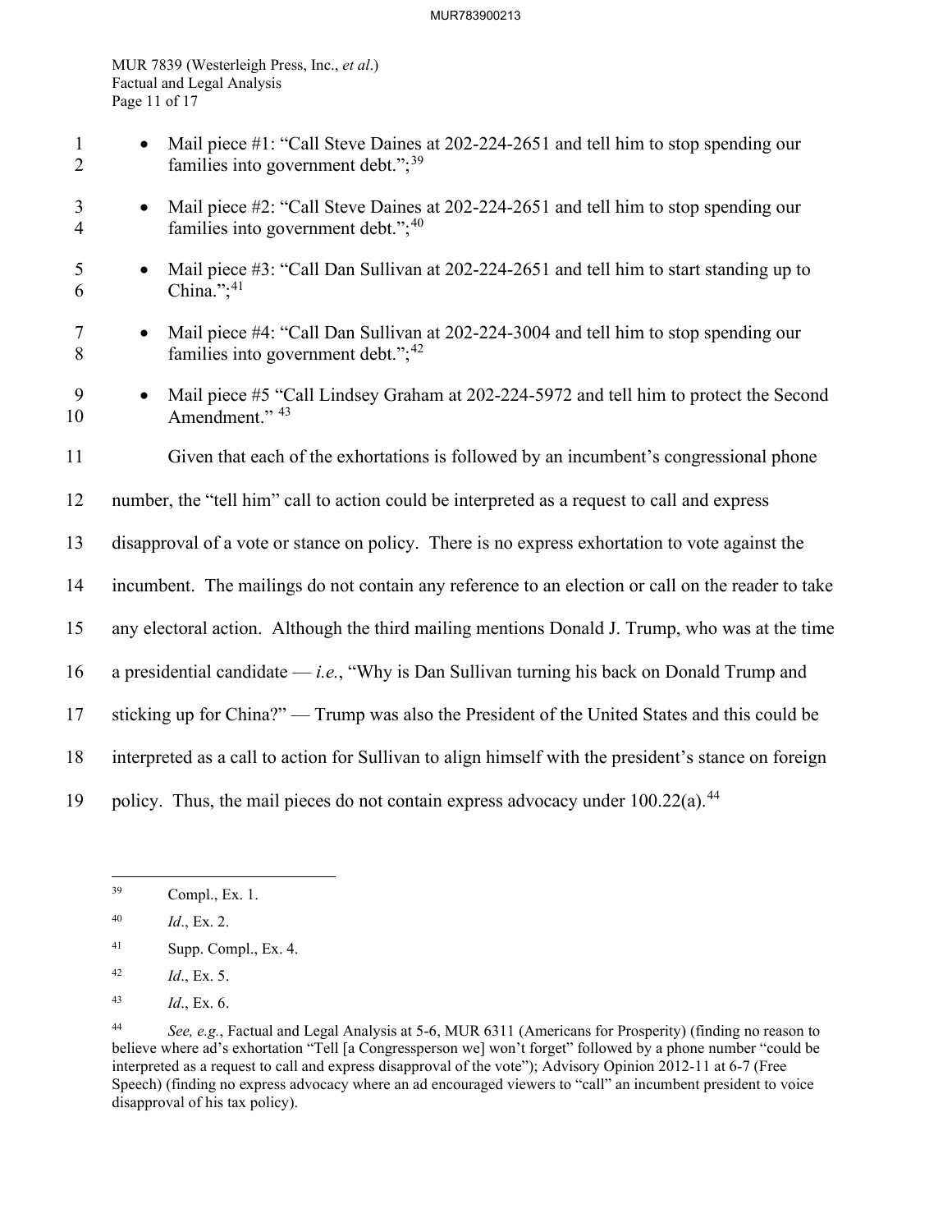- Mail piece #1: "Call Steve Daines at 202-224-2651 and tell him to stop spending our families into government debt.";[39]

- Mail piece #2: "Call Steve Daines at 202-224-2651 and tell him to stop spending our families into government debt.";[40]

- Mail piece #3: "Call Dan Sullivan at 202-224-2651 and tell him to start standing up to China.";[41]

- Mail piece #4: "Call Dan Sullivan at 202-224-3004 and tell him to stop spending our families into government debt.";[42]

- Mail piece #5 "Call Lindsey Graham at 202-224-5972 and tell him to protect the Second Amendment." [43]

Given that each of the exhortations is followed by an incumbent's congressional phone number, the "tell him" call to action could be interpreted as a request to call and express disapproval of a vote or stance on policy. There is no express exhortation to vote against the incumbent. The mailings do not contain any reference to an election or call on the reader to take any electoral action. Although the third mailing mentions Donald J. Trump, who was at the time a presidential candidate — *i.e.*, "Why is Dan Sullivan turning his back on Donald Trump and sticking up for China?" — Trump was also the President of the United States and this could be interpreted as a call to action for Sullivan to align himself with the president's stance on foreign policy. Thus, the mail pieces do not contain express advocacy under 100.22(a).[44]

---

[39] Compl., Ex. 1.

[40] *Id*., Ex. 2.

[41] Supp. Compl., Ex. 4.

[42] *Id*., Ex. 5.

[43] *Id*., Ex. 6.

[44] *See, e.g.*, Factual and Legal Analysis at 5-6, MUR 6311 (Americans for Prosperity) (finding no reason to believe where ad's exhortation "Tell [a Congressperson we] won't forget" followed by a phone number "could be interpreted as a request to call and express disapproval of the vote"); Advisory Opinion 2012-11 at 6-7 (Free Speech) (finding no express advocacy where an ad encouraged viewers to "call" an incumbent president to voice disapproval of his tax policy).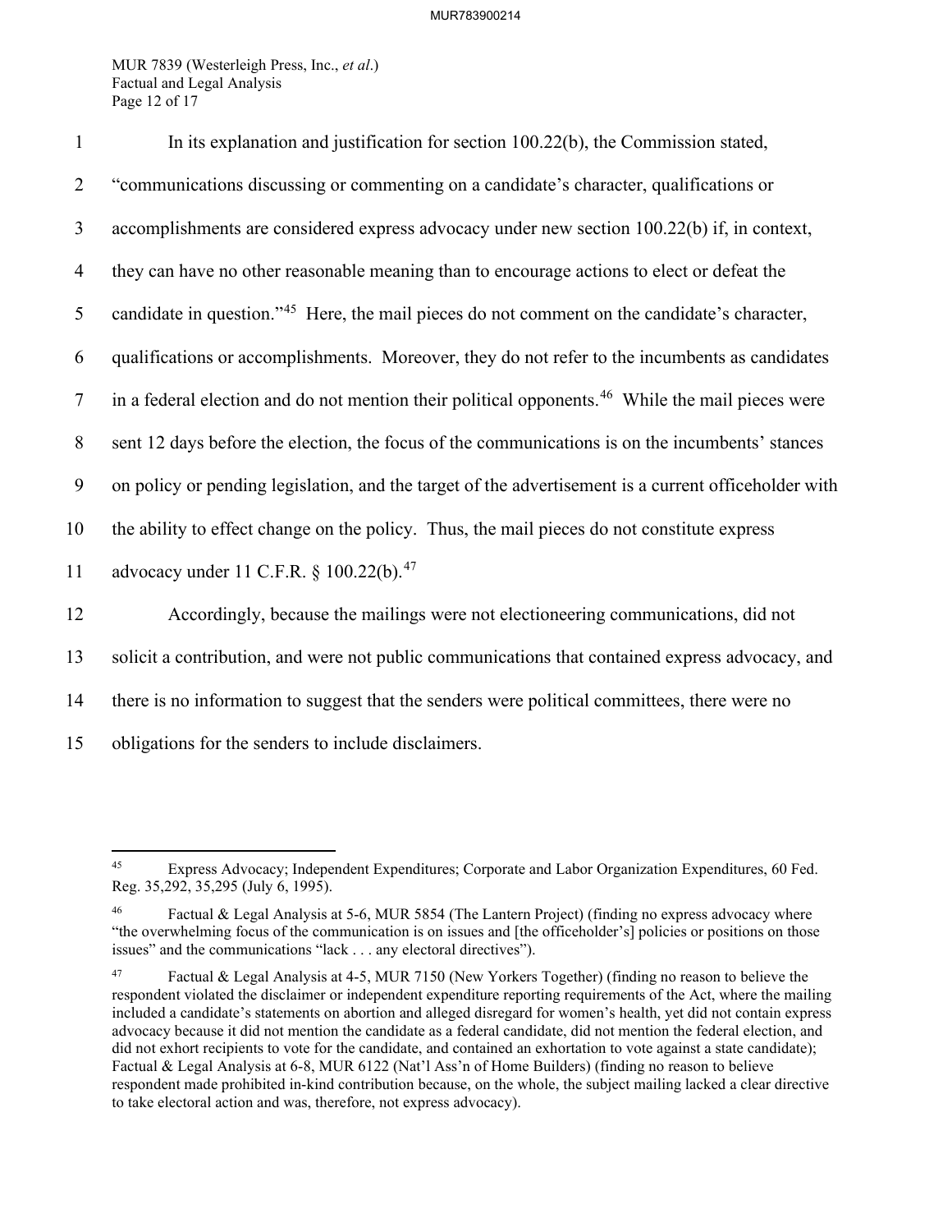In its explanation and justification for section 100.22(b), the Commission stated, "communications discussing or commenting on a candidate's character, qualifications or accomplishments are considered express advocacy under new section 100.22(b) if, in context, they can have no other reasonable meaning than to encourage actions to elect or defeat the candidate in question."[45] Here, the mail pieces do not comment on the candidate's character, qualifications or accomplishments. Moreover, they do not refer to the incumbents as candidates in a federal election and do not mention their political opponents.[46] While the mail pieces were sent 12 days before the election, the focus of the communications is on the incumbents' stances on policy or pending legislation, and the target of the advertisement is a current officeholder with the ability to effect change on the policy. Thus, the mail pieces do not constitute express advocacy under 11 C.F.R. § 100.22(b).[47]

Accordingly, because the mailings were not electioneering communications, did not solicit a contribution, and were not public communications that contained express advocacy, and there is no information to suggest that the senders were political committees, there were no obligations for the senders to include disclaimers.

---

[45] Express Advocacy; Independent Expenditures; Corporate and Labor Organization Expenditures, 60 Fed. Reg. 35,292, 35,295 (July 6, 1995).

[46] Factual & Legal Analysis at 5-6, MUR 5854 (The Lantern Project) (finding no express advocacy where "the overwhelming focus of the communication is on issues and [the officeholder's] policies or positions on those issues" and the communications "lack . . . any electoral directives").

[47] Factual & Legal Analysis at 4-5, MUR 7150 (New Yorkers Together) (finding no reason to believe the respondent violated the disclaimer or independent expenditure reporting requirements of the Act, where the mailing included a candidate's statements on abortion and alleged disregard for women's health, yet did not contain express advocacy because it did not mention the candidate as a federal candidate, did not mention the federal election, and did not exhort recipients to vote for the candidate, and contained an exhortation to vote against a state candidate); Factual & Legal Analysis at 6-8, MUR 6122 (Nat'l Ass'n of Home Builders) (finding no reason to believe respondent made prohibited in-kind contribution because, on the whole, the subject mailing lacked a clear directive to take electoral action and was, therefore, not express advocacy).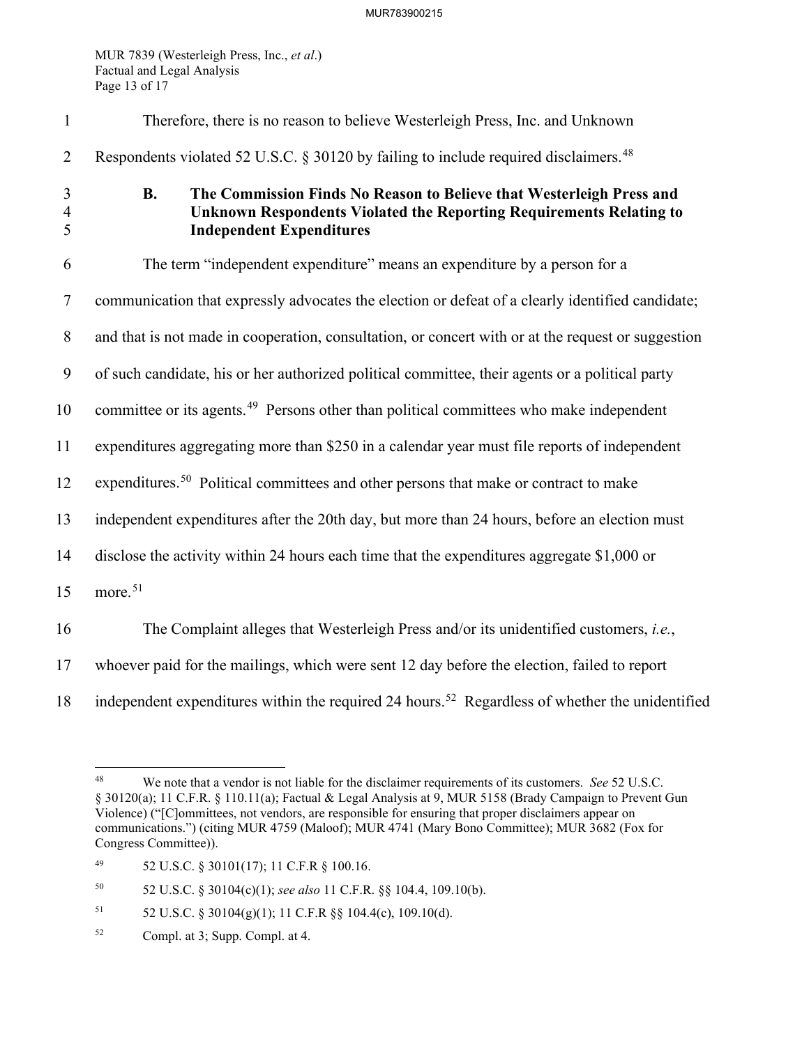Therefore, there is no reason to believe Westerleigh Press, Inc. and Unknown Respondents violated 52 U.S.C. § 30120 by failing to include required disclaimers.[48]

### B. The Commission Finds No Reason to Believe that Westerleigh Press and Unknown Respondents Violated the Reporting Requirements Relating to Independent Expenditures

The term "independent expenditure" means an expenditure by a person for a communication that expressly advocates the election or defeat of a clearly identified candidate; and that is not made in cooperation, consultation, or concert with or at the request or suggestion of such candidate, his or her authorized political committee, their agents or a political party committee or its agents.[49] Persons other than political committees who make independent expenditures aggregating more than $250 in a calendar year must file reports of independent expenditures.[50] Political committees and other persons that make or contract to make independent expenditures after the 20th day, but more than 24 hours, before an election must disclose the activity within 24 hours each time that the expenditures aggregate $1,000 or more.[51]

The Complaint alleges that Westerleigh Press and/or its unidentified customers, *i.e.*, whoever paid for the mailings, which were sent 12 day before the election, failed to report independent expenditures within the required 24 hours.[52] Regardless of whether the unidentified

---

[48] We note that a vendor is not liable for the disclaimer requirements of its customers. *See* 52 U.S.C. § 30120(a); 11 C.F.R. § 110.11(a); Factual & Legal Analysis at 9, MUR 5158 (Brady Campaign to Prevent Gun Violence) ("[C]ommittees, not vendors, are responsible for ensuring that proper disclaimers appear on communications.") (citing MUR 4759 (Maloof); MUR 4741 (Mary Bono Committee); MUR 3682 (Fox for Congress Committee)).

[49] 52 U.S.C. § 30101(17); 11 C.F.R § 100.16.

[50] 52 U.S.C. § 30104(c)(1); *see also* 11 C.F.R. §§ 104.4, 109.10(b).

[51] 52 U.S.C. § 30104(g)(1); 11 C.F.R §§ 104.4(c), 109.10(d).

[52] Compl. at 3; Supp. Compl. at 4.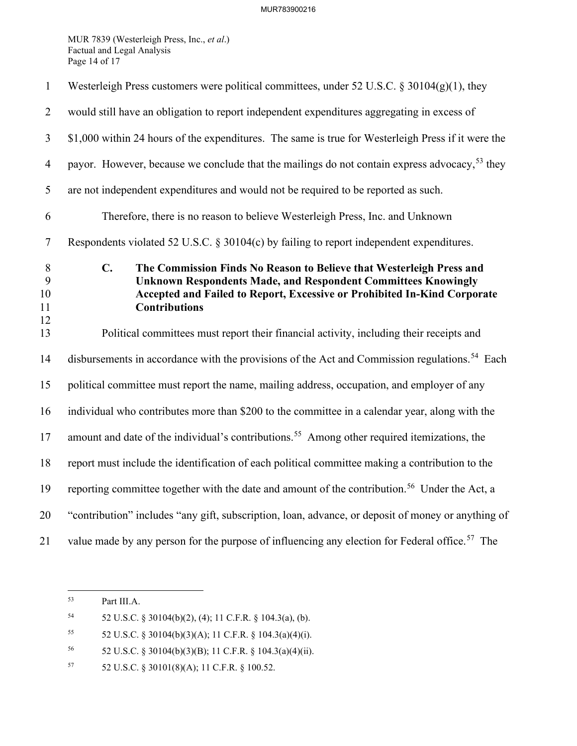Westerleigh Press customers were political committees, under 52 U.S.C. § 30104(g)(1), they would still have an obligation to report independent expenditures aggregating in excess of $1,000 within 24 hours of the expenditures. The same is true for Westerleigh Press if it were the payor. However, because we conclude that the mailings do not contain express advocacy,[53] they are not independent expenditures and would not be required to be reported as such.

Therefore, there is no reason to believe Westerleigh Press, Inc. and Unknown Respondents violated 52 U.S.C. § 30104(c) by failing to report independent expenditures.

### C. The Commission Finds No Reason to Believe that Westerleigh Press and Unknown Respondents Made, and Respondent Committees Knowingly Accepted and Failed to Report, Excessive or Prohibited In-Kind Corporate Contributions

Political committees must report their financial activity, including their receipts and disbursements in accordance with the provisions of the Act and Commission regulations.[54] Each political committee must report the name, mailing address, occupation, and employer of any individual who contributes more than $200 to the committee in a calendar year, along with the amount and date of the individual's contributions.[55] Among other required itemizations, the report must include the identification of each political committee making a contribution to the reporting committee together with the date and amount of the contribution.[56] Under the Act, a "contribution" includes "any gift, subscription, loan, advance, or deposit of money or anything of value made by any person for the purpose of influencing any election for Federal office.[57] The

---

[53] Part III.A.

[54] 52 U.S.C. § 30104(b)(2), (4); 11 C.F.R. § 104.3(a), (b).

[55] 52 U.S.C. § 30104(b)(3)(A); 11 C.F.R. § 104.3(a)(4)(i).

[56] 52 U.S.C. § 30104(b)(3)(B); 11 C.F.R. § 104.3(a)(4)(ii).

[57] 52 U.S.C. § 30101(8)(A); 11 C.F.R. § 100.52.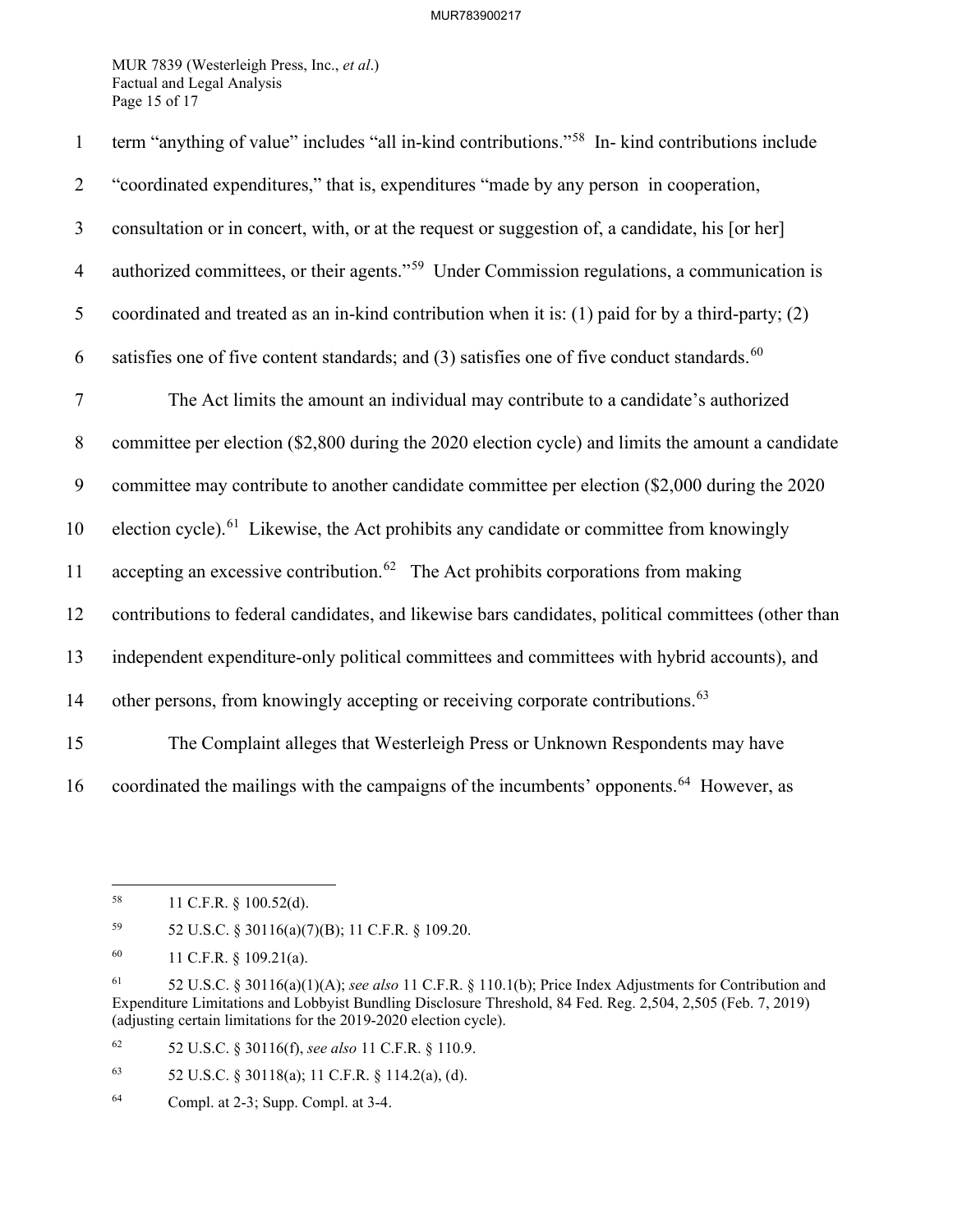term "anything of value" includes "all in-kind contributions."[58] In- kind contributions include "coordinated expenditures," that is, expenditures "made by any person in cooperation, consultation or in concert, with, or at the request or suggestion of, a candidate, his [or her] authorized committees, or their agents."[59] Under Commission regulations, a communication is coordinated and treated as an in-kind contribution when it is: (1) paid for by a third-party; (2) satisfies one of five content standards; and (3) satisfies one of five conduct standards.[60]

The Act limits the amount an individual may contribute to a candidate's authorized committee per election ($2,800 during the 2020 election cycle) and limits the amount a candidate committee may contribute to another candidate committee per election ($2,000 during the 2020 election cycle).[61] Likewise, the Act prohibits any candidate or committee from knowingly accepting an excessive contribution.[62] The Act prohibits corporations from making contributions to federal candidates, and likewise bars candidates, political committees (other than independent expenditure-only political committees and committees with hybrid accounts), and other persons, from knowingly accepting or receiving corporate contributions.[63]

The Complaint alleges that Westerleigh Press or Unknown Respondents may have coordinated the mailings with the campaigns of the incumbents' opponents.[64] However, as

---

[58] 11 C.F.R. § 100.52(d).

[59] 52 U.S.C. § 30116(a)(7)(B); 11 C.F.R. § 109.20.

[60] 11 C.F.R. § 109.21(a).

[61] 52 U.S.C. § 30116(a)(1)(A); *see also* 11 C.F.R. § 110.1(b); Price Index Adjustments for Contribution and Expenditure Limitations and Lobbyist Bundling Disclosure Threshold, 84 Fed. Reg. 2,504, 2,505 (Feb. 7, 2019) (adjusting certain limitations for the 2019-2020 election cycle).

[62] 52 U.S.C. § 30116(f), *see also* 11 C.F.R. § 110.9.

[63] 52 U.S.C. § 30118(a); 11 C.F.R. § 114.2(a), (d).

[64] Compl. at 2-3; Supp. Compl. at 3-4.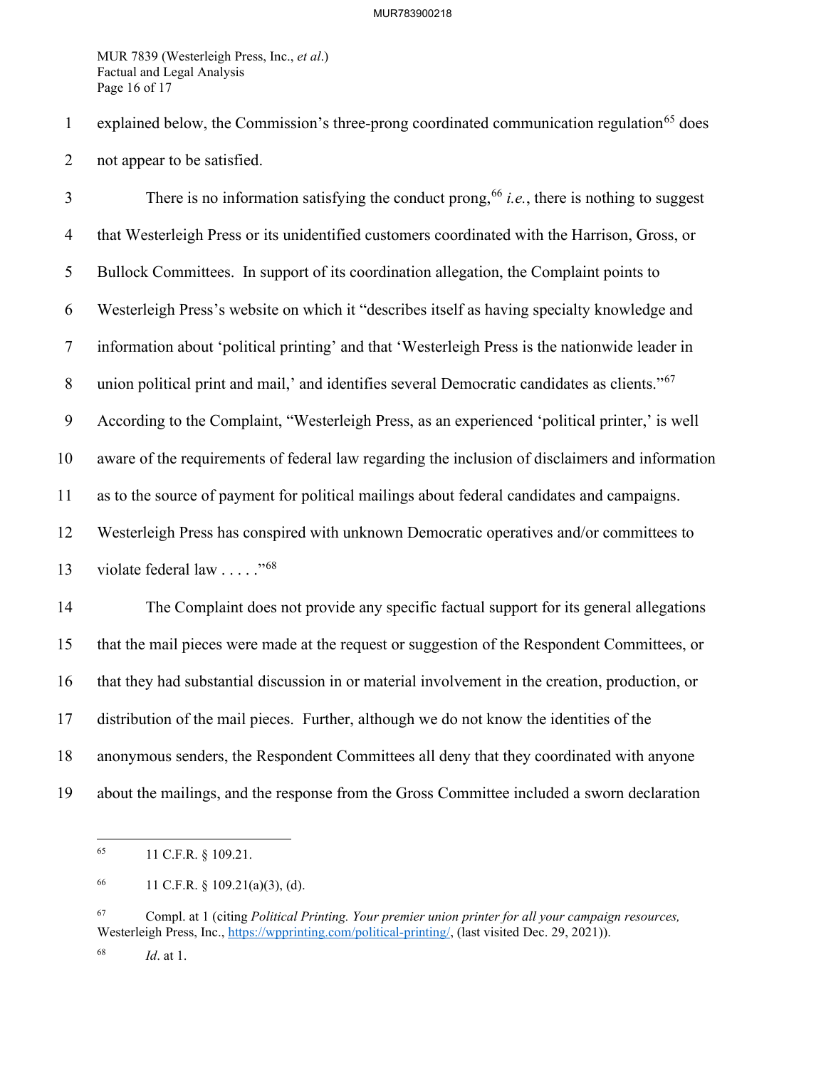explained below, the Commission's three-prong coordinated communication regulation[65] does not appear to be satisfied.

There is no information satisfying the conduct prong,[66] *i.e.*, there is nothing to suggest that Westerleigh Press or its unidentified customers coordinated with the Harrison, Gross, or Bullock Committees. In support of its coordination allegation, the Complaint points to Westerleigh Press's website on which it "describes itself as having specialty knowledge and information about 'political printing' and that 'Westerleigh Press is the nationwide leader in union political print and mail,' and identifies several Democratic candidates as clients."[67] According to the Complaint, "Westerleigh Press, as an experienced 'political printer,' is well aware of the requirements of federal law regarding the inclusion of disclaimers and information as to the source of payment for political mailings about federal candidates and campaigns. Westerleigh Press has conspired with unknown Democratic operatives and/or committees to violate federal law . . . . ."[68]

The Complaint does not provide any specific factual support for its general allegations that the mail pieces were made at the request or suggestion of the Respondent Committees, or that they had substantial discussion in or material involvement in the creation, production, or distribution of the mail pieces. Further, although we do not know the identities of the anonymous senders, the Respondent Committees all deny that they coordinated with anyone about the mailings, and the response from the Gross Committee included a sworn declaration

---

[65] 11 C.F.R. § 109.21.

[66] 11 C.F.R. § 109.21(a)(3), (d).

[67] Compl. at 1 (citing *Political Printing. Your premier union printer for all your campaign resources,* Westerleigh Press, Inc., https://wpprinting.com/political-printing/, (last visited Dec. 29, 2021)).

[68] *Id*. at 1.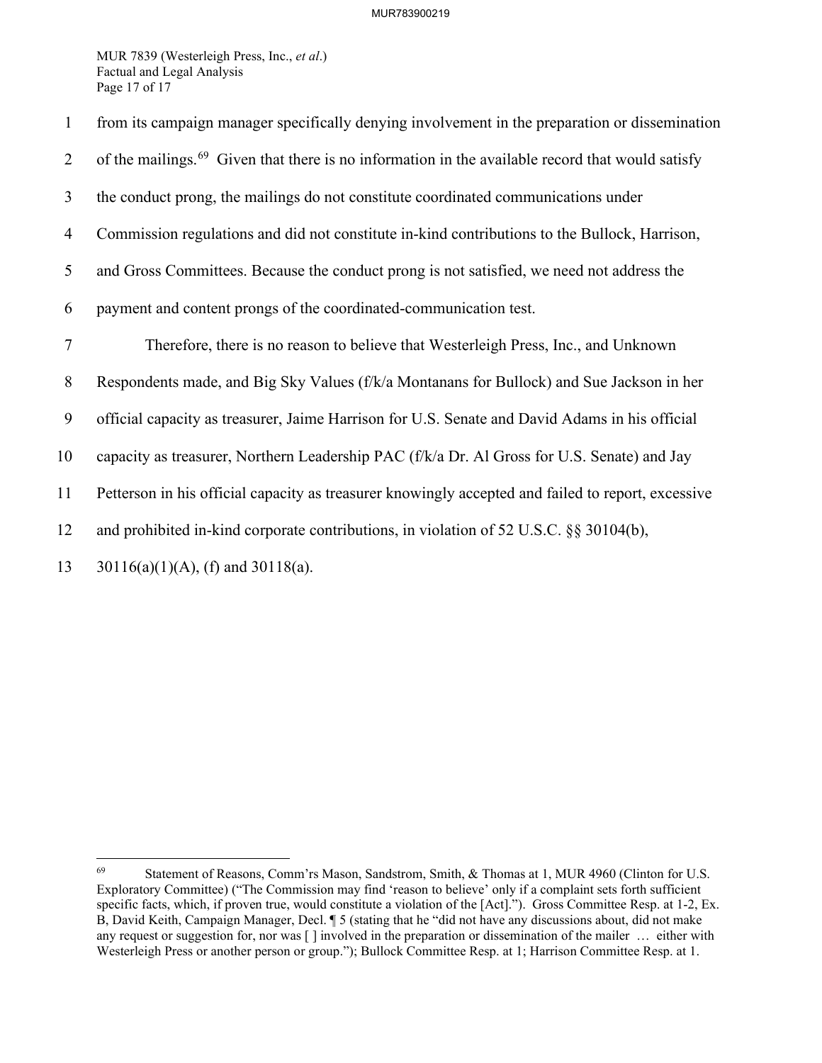from its campaign manager specifically denying involvement in the preparation or dissemination of the mailings.[69] Given that there is no information in the available record that would satisfy the conduct prong, the mailings do not constitute coordinated communications under Commission regulations and did not constitute in-kind contributions to the Bullock, Harrison, and Gross Committees. Because the conduct prong is not satisfied, we need not address the payment and content prongs of the coordinated-communication test.

Therefore, there is no reason to believe that Westerleigh Press, Inc., and Unknown Respondents made, and Big Sky Values (f/k/a Montanans for Bullock) and Sue Jackson in her official capacity as treasurer, Jaime Harrison for U.S. Senate and David Adams in his official capacity as treasurer, Northern Leadership PAC (f/k/a Dr. Al Gross for U.S. Senate) and Jay Petterson in his official capacity as treasurer knowingly accepted and failed to report, excessive and prohibited in-kind corporate contributions, in violation of 52 U.S.C. §§ 30104(b), 30116(a)(1)(A), (f) and 30118(a).

---

[69] Statement of Reasons, Comm'rs Mason, Sandstrom, Smith, & Thomas at 1, MUR 4960 (Clinton for U.S. Exploratory Committee) ("The Commission may find 'reason to believe' only if a complaint sets forth sufficient specific facts, which, if proven true, would constitute a violation of the [Act]."). Gross Committee Resp. at 1-2, Ex. B, David Keith, Campaign Manager, Decl. ¶ 5 (stating that he "did not have any discussions about, did not make any request or suggestion for, nor was [ ] involved in the preparation or dissemination of the mailer … either with Westerleigh Press or another person or group."); Bullock Committee Resp. at 1; Harrison Committee Resp. at 1.